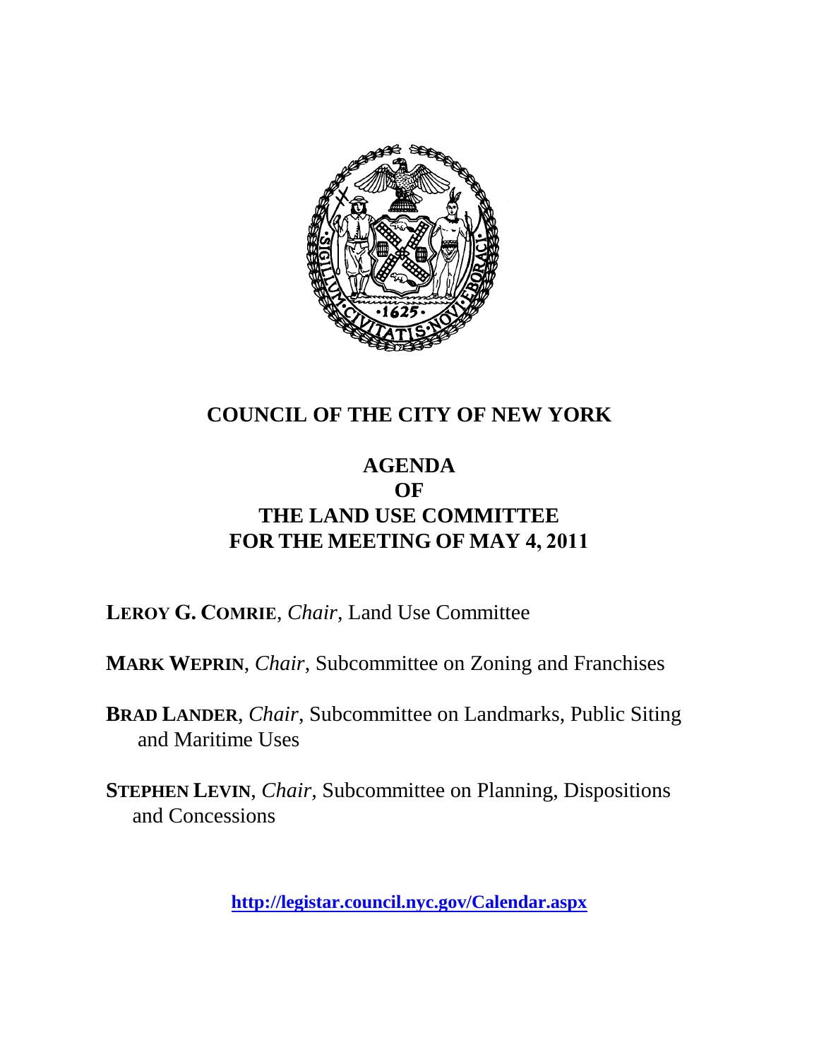# COUNCIL OF THE CITY OF NEW YORK

## AGENDA
## OF
## THE LAND USE COMMITTEE
## FOR THE MEETING OF MAY 4, 2011

**LEROY G. COMRIE**, *Chair*, Land Use Committee

**MARK WEPRIN**, *Chair*, Subcommittee on Zoning and Franchises

**BRAD LANDER**, *Chair*, Subcommittee on Landmarks, Public Siting and Maritime Uses

**STEPHEN LEVIN**, *Chair*, Subcommittee on Planning, Dispositions and Concessions

**http://legistar.council.nyc.gov/Calendar.aspx**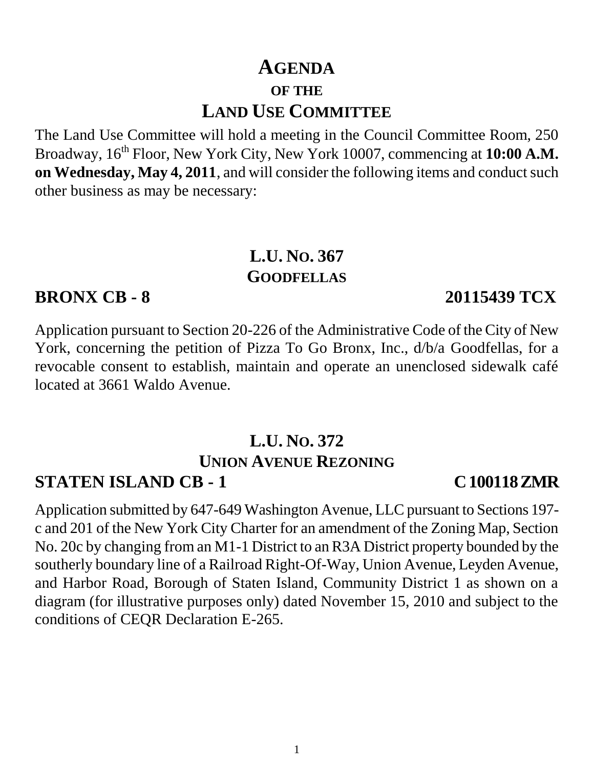# AGENDA

## OF THE

# LAND USE COMMITTEE

The Land Use Committee will hold a meeting in the Council Committee Room, 250 Broadway, 16th Floor, New York City, New York 10007, commencing at **10:00 A.M. on Wednesday, May 4, 2011**, and will consider the following items and conduct such other business as may be necessary:

## L.U. NO. 367
## GOODFELLAS

**BRONX CB - 8** **20115439 TCX**

Application pursuant to Section 20-226 of the Administrative Code of the City of New York, concerning the petition of Pizza To Go Bronx, Inc., d/b/a Goodfellas, for a revocable consent to establish, maintain and operate an unenclosed sidewalk café located at 3661 Waldo Avenue.

## L.U. NO. 372
## UNION AVENUE REZONING

**STATEN ISLAND CB - 1** **C 100118 ZMR**

Application submitted by 647-649 Washington Avenue, LLC pursuant to Sections 197-c and 201 of the New York City Charter for an amendment of the Zoning Map, Section No. 20c by changing from an M1-1 District to an R3A District property bounded by the southerly boundary line of a Railroad Right-Of-Way, Union Avenue, Leyden Avenue, and Harbor Road, Borough of Staten Island, Community District 1 as shown on a diagram (for illustrative purposes only) dated November 15, 2010 and subject to the conditions of CEQR Declaration E-265.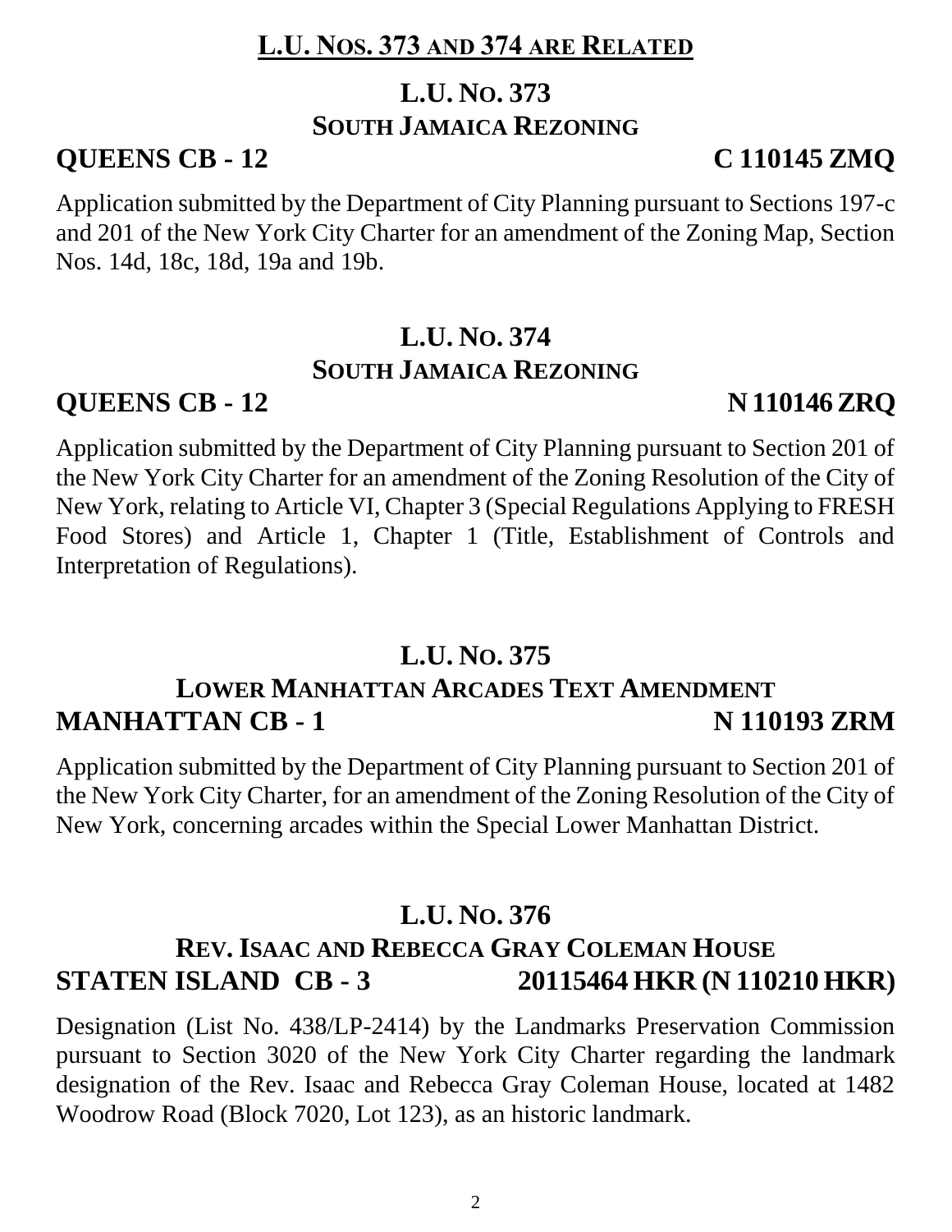**L.U. NOS. 373 AND 374 ARE RELATED**

## L.U. NO. 373

### SOUTH JAMAICA REZONING

**QUEENS CB - 12** **C 110145 ZMQ**

Application submitted by the Department of City Planning pursuant to Sections 197-c and 201 of the New York City Charter for an amendment of the Zoning Map, Section Nos. 14d, 18c, 18d, 19a and 19b.

## L.U. NO. 374

### SOUTH JAMAICA REZONING

**QUEENS CB - 12** **N 110146 ZRQ**

Application submitted by the Department of City Planning pursuant to Section 201 of the New York City Charter for an amendment of the Zoning Resolution of the City of New York, relating to Article VI, Chapter 3 (Special Regulations Applying to FRESH Food Stores) and Article 1, Chapter 1 (Title, Establishment of Controls and Interpretation of Regulations).

## L.U. NO. 375

### LOWER MANHATTAN ARCADES TEXT AMENDMENT

**MANHATTAN CB - 1** **N 110193 ZRM**

Application submitted by the Department of City Planning pursuant to Section 201 of the New York City Charter, for an amendment of the Zoning Resolution of the City of New York, concerning arcades within the Special Lower Manhattan District.

## L.U. NO. 376

### REV. ISAAC AND REBECCA GRAY COLEMAN HOUSE

**STATEN ISLAND CB - 3** **20115464 HKR (N 110210 HKR)**

Designation (List No. 438/LP-2414) by the Landmarks Preservation Commission pursuant to Section 3020 of the New York City Charter regarding the landmark designation of the Rev. Isaac and Rebecca Gray Coleman House, located at 1482 Woodrow Road (Block 7020, Lot 123), as an historic landmark.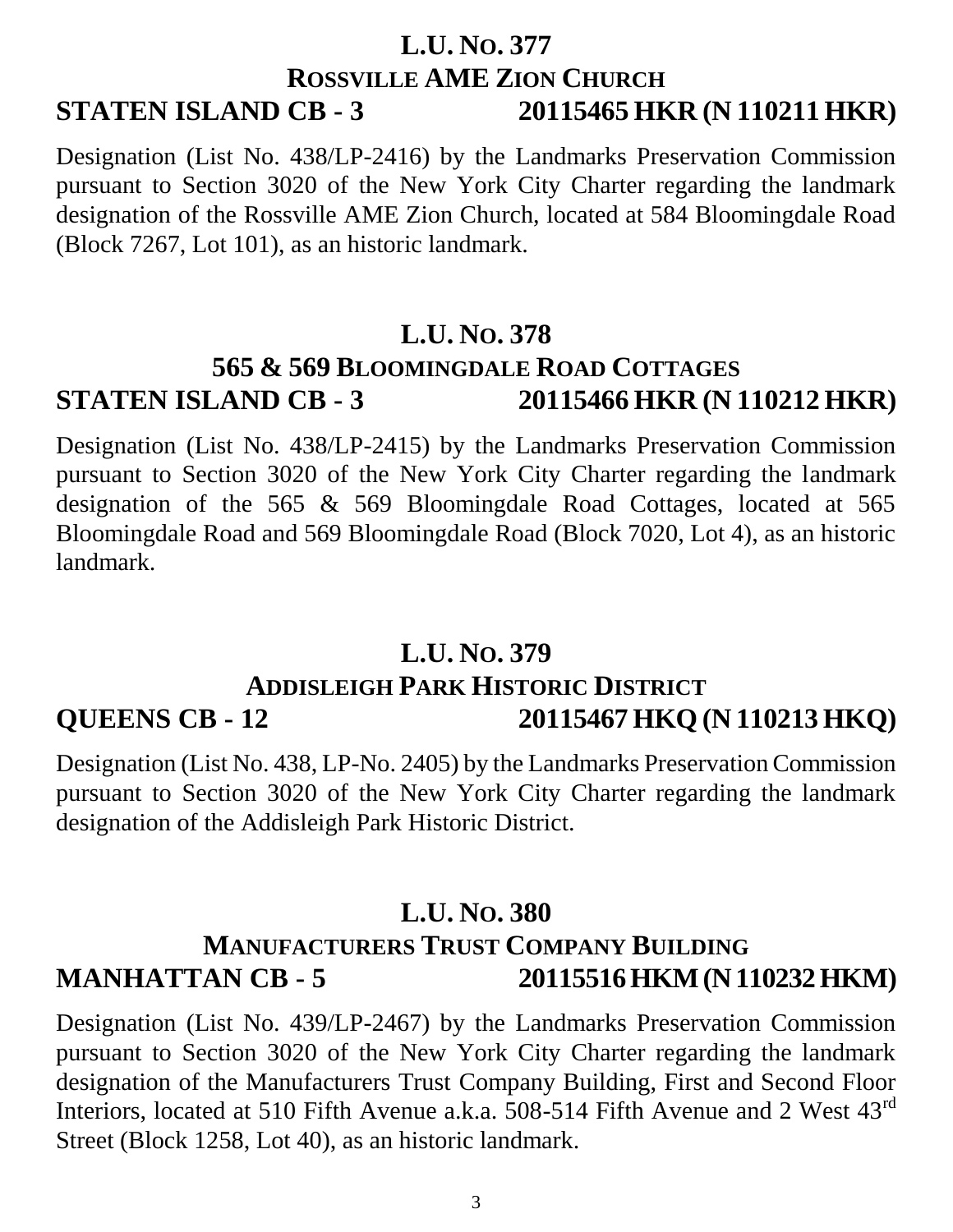## L.U. No. 377

### Rossville AME Zion Church

**STATEN ISLAND CB - 3 20115465 HKR (N 110211 HKR)**

Designation (List No. 438/LP-2416) by the Landmarks Preservation Commission pursuant to Section 3020 of the New York City Charter regarding the landmark designation of the Rossville AME Zion Church, located at 584 Bloomingdale Road (Block 7267, Lot 101), as an historic landmark.

## L.U. No. 378

### 565 & 569 Bloomingdale Road Cottages

**STATEN ISLAND CB - 3 20115466 HKR (N 110212 HKR)**

Designation (List No. 438/LP-2415) by the Landmarks Preservation Commission pursuant to Section 3020 of the New York City Charter regarding the landmark designation of the 565 & 569 Bloomingdale Road Cottages, located at 565 Bloomingdale Road and 569 Bloomingdale Road (Block 7020, Lot 4), as an historic landmark.

## L.U. No. 379

### Addisleigh Park Historic District

**QUEENS CB - 12 20115467 HKQ (N 110213 HKQ)**

Designation (List No. 438, LP-No. 2405) by the Landmarks Preservation Commission pursuant to Section 3020 of the New York City Charter regarding the landmark designation of the Addisleigh Park Historic District.

## L.U. No. 380

### Manufacturers Trust Company Building

**MANHATTAN CB - 5 20115516 HKM (N 110232 HKM)**

Designation (List No. 439/LP-2467) by the Landmarks Preservation Commission pursuant to Section 3020 of the New York City Charter regarding the landmark designation of the Manufacturers Trust Company Building, First and Second Floor Interiors, located at 510 Fifth Avenue a.k.a. 508-514 Fifth Avenue and 2 West 43rd Street (Block 1258, Lot 40), as an historic landmark.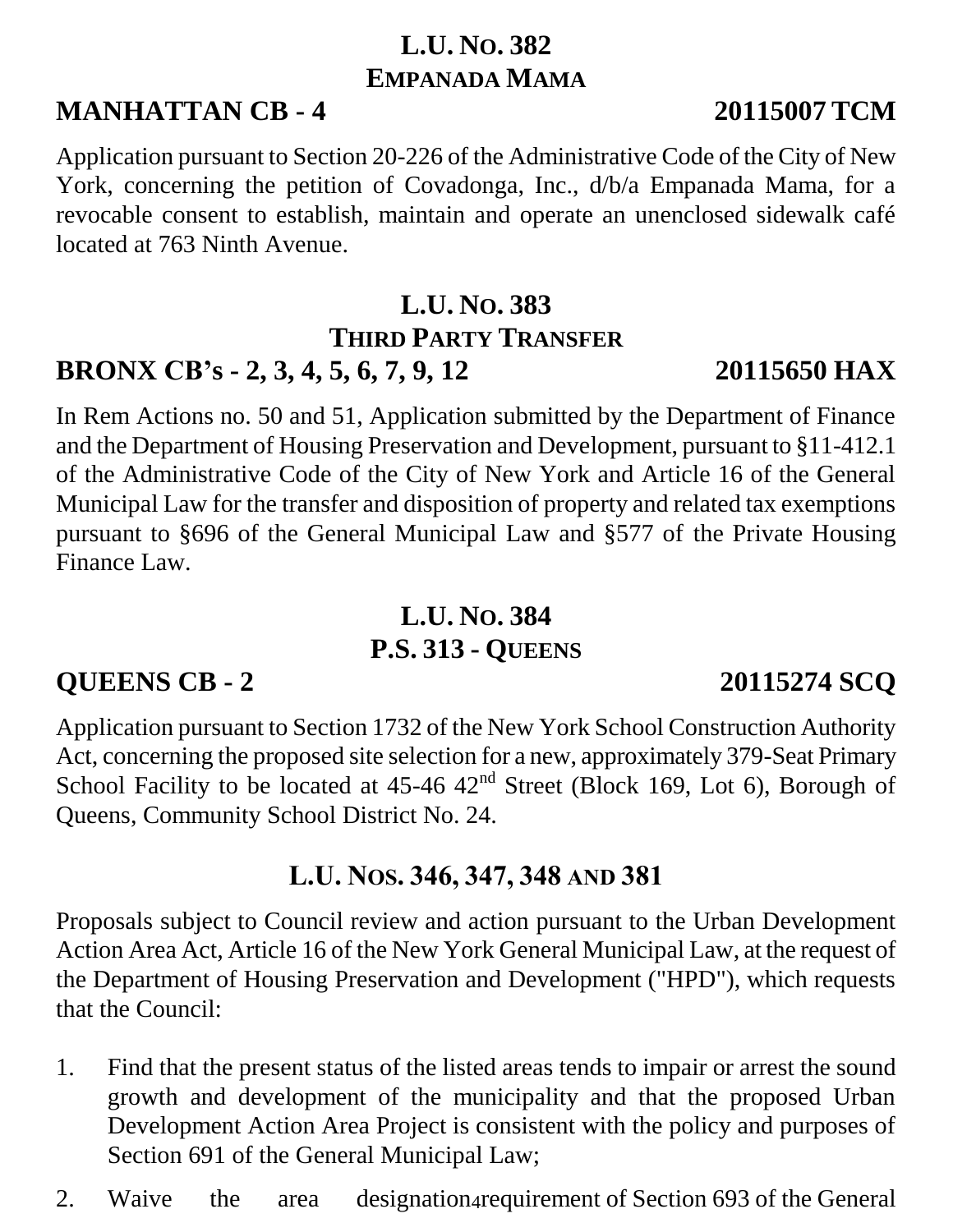## L.U. No. 382
### Empanada Mama

**MANHATTAN CB - 4** **20115007 TCM**

Application pursuant to Section 20-226 of the Administrative Code of the City of New York, concerning the petition of Covadonga, Inc., d/b/a Empanada Mama, for a revocable consent to establish, maintain and operate an unenclosed sidewalk café located at 763 Ninth Avenue.

## L.U. No. 383
### Third Party Transfer

**BRONX CB's - 2, 3, 4, 5, 6, 7, 9, 12** **20115650 HAX**

In Rem Actions no. 50 and 51, Application submitted by the Department of Finance and the Department of Housing Preservation and Development, pursuant to §11-412.1 of the Administrative Code of the City of New York and Article 16 of the General Municipal Law for the transfer and disposition of property and related tax exemptions pursuant to §696 of the General Municipal Law and §577 of the Private Housing Finance Law.

## L.U. No. 384
### P.S. 313 - Queens

**QUEENS CB - 2** **20115274 SCQ**

Application pursuant to Section 1732 of the New York School Construction Authority Act, concerning the proposed site selection for a new, approximately 379-Seat Primary School Facility to be located at 45-46 42nd Street (Block 169, Lot 6), Borough of Queens, Community School District No. 24.

## L.U. Nos. 346, 347, 348 and 381

Proposals subject to Council review and action pursuant to the Urban Development Action Area Act, Article 16 of the New York General Municipal Law, at the request of the Department of Housing Preservation and Development ("HPD"), which requests that the Council:

1. Find that the present status of the listed areas tends to impair or arrest the sound growth and development of the municipality and that the proposed Urban Development Action Area Project is consistent with the policy and purposes of Section 691 of the General Municipal Law;

2. Waive the area designation requirement of Section 693 of the General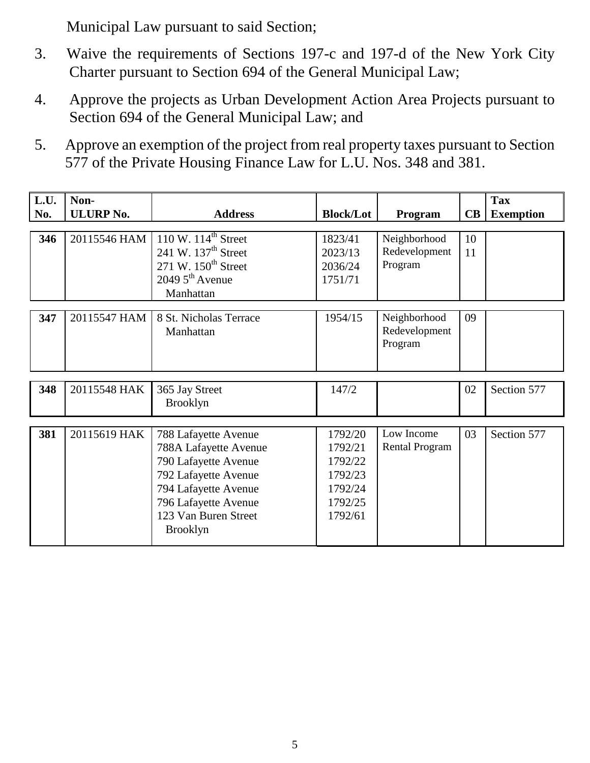Municipal Law pursuant to said Section;

3. Waive the requirements of Sections 197-c and 197-d of the New York City Charter pursuant to Section 694 of the General Municipal Law;

4. Approve the projects as Urban Development Action Area Projects pursuant to Section 694 of the General Municipal Law; and

5. Approve an exemption of the project from real property taxes pursuant to Section 577 of the Private Housing Finance Law for L.U. Nos. 348 and 381.

| L.U. No. | Non-ULURP No. | Address | Block/Lot | Program | CB | Tax Exemption |
|---|---|---|---|---|---|---|
| **346** | 20115546 HAM | 110 W. 114th Street<br>241 W. 137th Street<br>271 W. 150th Street<br>2049 5th Avenue<br>Manhattan | 1823/41<br>2023/13<br>2036/24<br>1751/71 | Neighborhood Redevelopment Program | 10<br>11 | |
| **347** | 20115547 HAM | 8 St. Nicholas Terrace<br>Manhattan | 1954/15 | Neighborhood Redevelopment Program | 09 | |
| **348** | 20115548 HAK | 365 Jay Street<br>Brooklyn | 147/2 | | 02 | Section 577 |
| **381** | 20115619 HAK | 788 Lafayette Avenue<br>788A Lafayette Avenue<br>790 Lafayette Avenue<br>792 Lafayette Avenue<br>794 Lafayette Avenue<br>796 Lafayette Avenue<br>123 Van Buren Street<br>Brooklyn | 1792/20<br>1792/21<br>1792/22<br>1792/23<br>1792/24<br>1792/25<br>1792/61 | Low Income Rental Program | 03 | Section 577 |